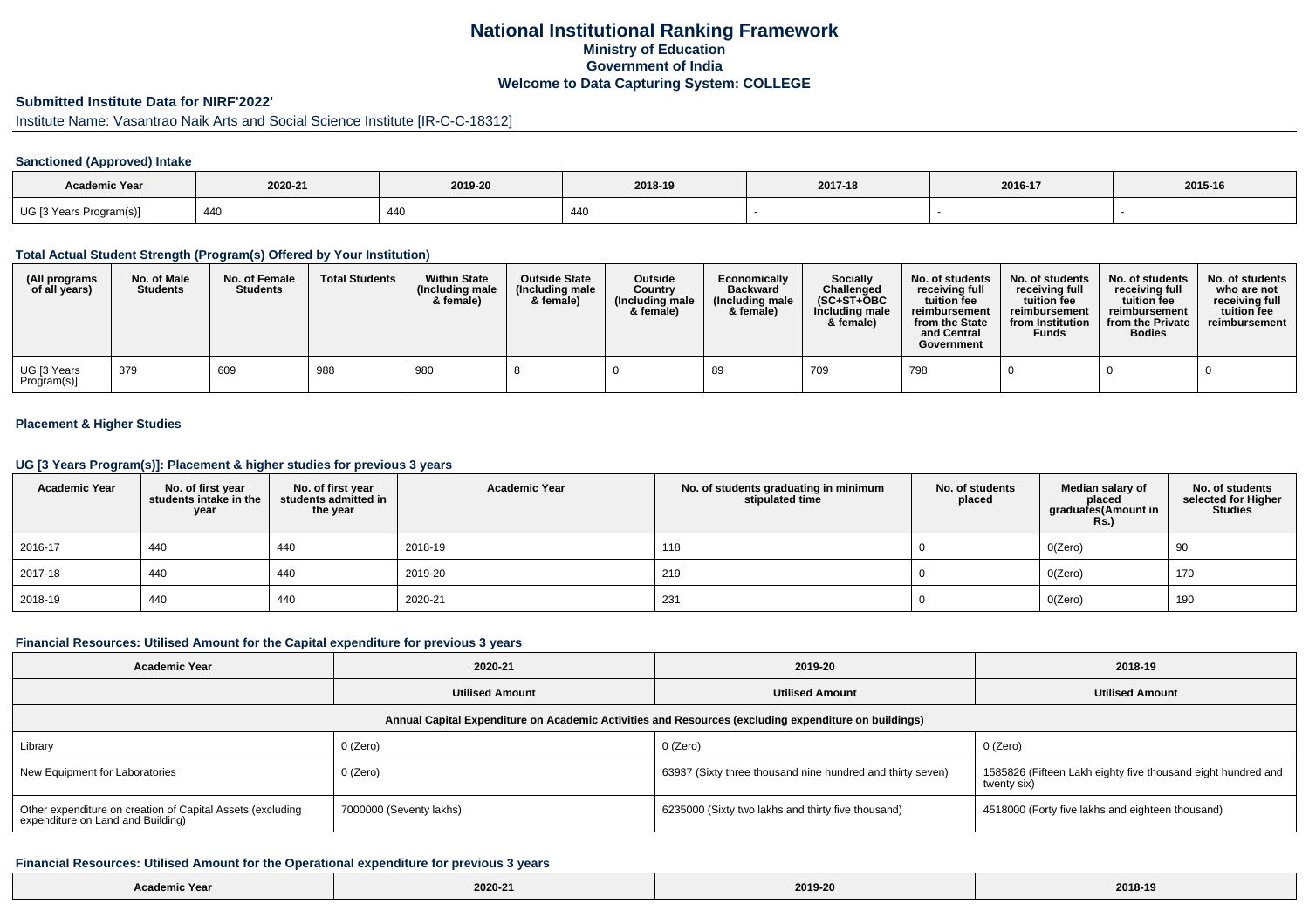# National Institutional Ranking Framework
## Ministry of Education
## Government of India
## Welcome to Data Capturing System: COLLEGE

### Submitted Institute Data for NIRF'2022'

Institute Name: Vasantrao Naik Arts and Social Science Institute [IR-C-C-18312]

#### Sanctioned (Approved) Intake

| Academic Year | 2020-21 | 2019-20 | 2018-19 | 2017-18 | 2016-17 | 2015-16 |
|---|---|---|---|---|---|---|
| UG [3 Years Program(s)] | 440 | 440 | 440 | - | - | - |

#### Total Actual Student Strength (Program(s) Offered by Your Institution)

| (All programs of all years) | No. of Male Students | No. of Female Students | Total Students | Within State (Including male & female) | Outside State (Including male & female) | Outside Country (Including male & female) | Economically Backward (Including male & female) | Socially Challenged (SC+ST+OBC Including male & female) | No. of students receiving full tuition fee reimbursement from the State and Central Government | No. of students receiving full tuition fee reimbursement from Institution Funds | No. of students receiving full tuition fee reimbursement from the Private Bodies | No. of students who are not receiving full tuition fee reimbursement |
|---|---|---|---|---|---|---|---|---|---|---|---|---|
| UG [3 Years Program(s)] | 379 | 609 | 988 | 980 | 8 | 0 | 89 | 709 | 798 | 0 | 0 | 0 |

#### Placement & Higher Studies

#### UG [3 Years Program(s)]: Placement & higher studies for previous 3 years

| Academic Year | No. of first year students intake in the year | No. of first year students admitted in the year | Academic Year | No. of students graduating in minimum stipulated time | No. of students placed | Median salary of placed graduates(Amount in Rs.) | No. of students selected for Higher Studies |
|---|---|---|---|---|---|---|---|
| 2016-17 | 440 | 440 | 2018-19 | 118 | 0 | 0(Zero) | 90 |
| 2017-18 | 440 | 440 | 2019-20 | 219 | 0 | 0(Zero) | 170 |
| 2018-19 | 440 | 440 | 2020-21 | 231 | 0 | 0(Zero) | 190 |

#### Financial Resources: Utilised Amount for the Capital expenditure for previous 3 years

| Academic Year | 2020-21 | 2019-20 | 2018-19 |
|---|---|---|---|
| | Utilised Amount | Utilised Amount | Utilised Amount |
| Annual Capital Expenditure on Academic Activities and Resources (excluding expenditure on buildings) | | | |
| Library | 0 (Zero) | 0 (Zero) | 0 (Zero) |
| New Equipment for Laboratories | 0 (Zero) | 63937 (Sixty three thousand nine hundred and thirty seven) | 1585826 (Fifteen Lakh eighty five thousand eight hundred and twenty six) |
| Other expenditure on creation of Capital Assets (excluding expenditure on Land and Building) | 7000000 (Seventy lakhs) | 6235000 (Sixty two lakhs and thirty five thousand) | 4518000 (Forty five lakhs and eighteen thousand) |

#### Financial Resources: Utilised Amount for the Operational expenditure for previous 3 years

| Academic Year | 2020-21 | 2019-20 | 2018-19 |
|---|---|---|---|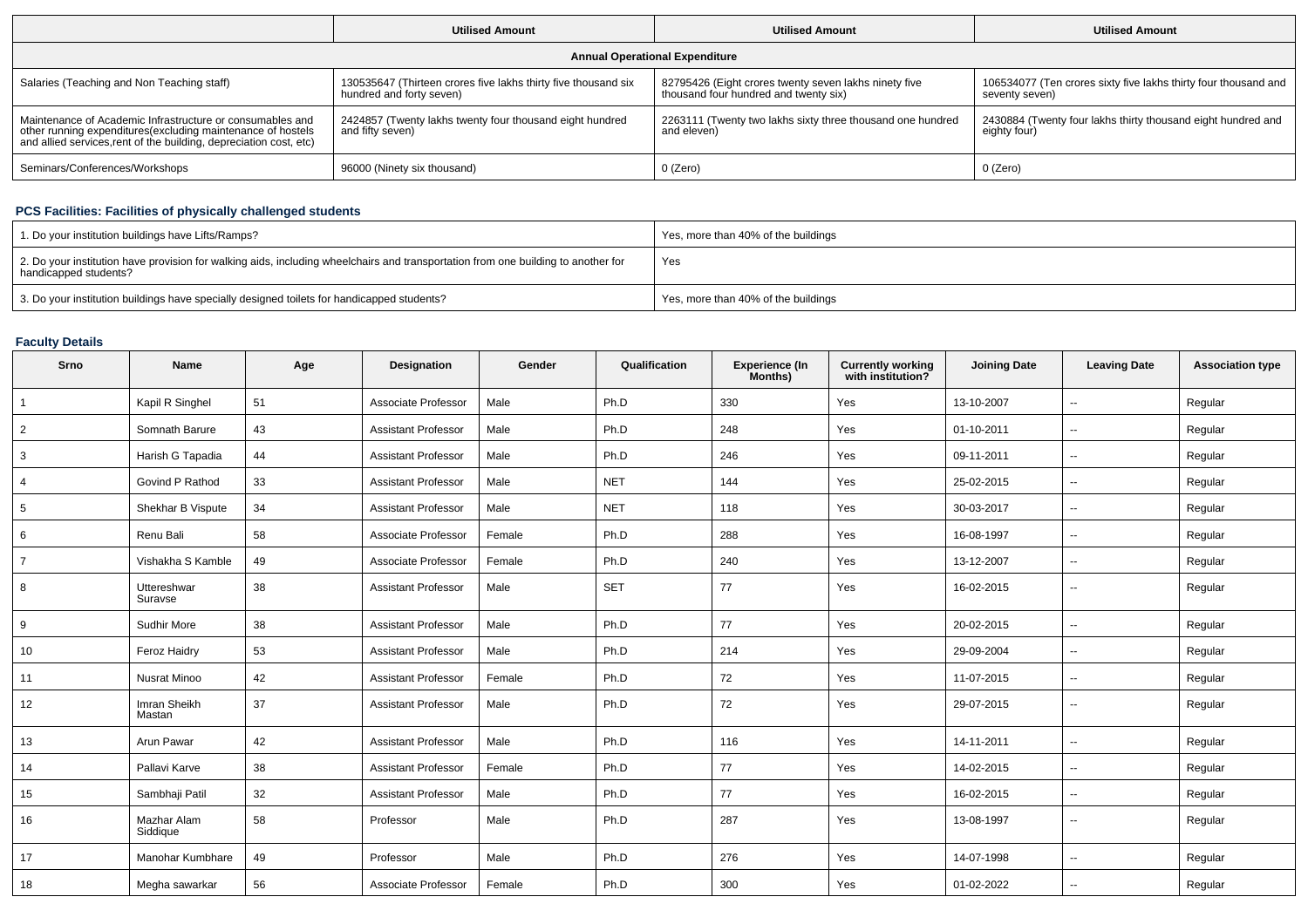| | Utilised Amount | Utilised Amount | Utilised Amount |
|---|---|---|---|
| **Annual Operational Expenditure** | | | |
| Salaries (Teaching and Non Teaching staff) | 130535647 (Thirteen crores five lakhs thirty five thousand six hundred and forty seven) | 82795426 (Eight crores twenty seven lakhs ninety five thousand four hundred and twenty six) | 106534077 (Ten crores sixty five lakhs thirty four thousand and seventy seven) |
| Maintenance of Academic Infrastructure or consumables and other running expenditures(excluding maintenance of hostels and allied services,rent of the building, depreciation cost, etc) | 2424857 (Twenty lakhs twenty four thousand eight hundred and fifty seven) | 2263111 (Twenty two lakhs sixty three thousand one hundred and eleven) | 2430884 (Twenty four lakhs thirty thousand eight hundred and eighty four) |
| Seminars/Conferences/Workshops | 96000 (Ninety six thousand) | 0 (Zero) | 0 (Zero) |

## PCS Facilities: Facilities of physically challenged students

| | |
|---|---|
| 1. Do your institution buildings have Lifts/Ramps? | Yes, more than 40% of the buildings |
| 2. Do your institution have provision for walking aids, including wheelchairs and transportation from one building to another for handicapped students? | Yes |
| 3. Do your institution buildings have specially designed toilets for handicapped students? | Yes, more than 40% of the buildings |

## Faculty Details

| Srno | Name | Age | Designation | Gender | Qualification | Experience (In Months) | Currently working with institution? | Joining Date | Leaving Date | Association type |
|---|---|---|---|---|---|---|---|---|---|---|
| 1 | Kapil R Singhel | 51 | Associate Professor | Male | Ph.D | 330 | Yes | 13-10-2007 | -- | Regular |
| 2 | Somnath Barure | 43 | Assistant Professor | Male | Ph.D | 248 | Yes | 01-10-2011 | -- | Regular |
| 3 | Harish G Tapadia | 44 | Assistant Professor | Male | Ph.D | 246 | Yes | 09-11-2011 | -- | Regular |
| 4 | Govind P Rathod | 33 | Assistant Professor | Male | NET | 144 | Yes | 25-02-2015 | -- | Regular |
| 5 | Shekhar B Vispute | 34 | Assistant Professor | Male | NET | 118 | Yes | 30-03-2017 | -- | Regular |
| 6 | Renu Bali | 58 | Associate Professor | Female | Ph.D | 288 | Yes | 16-08-1997 | -- | Regular |
| 7 | Vishakha S Kamble | 49 | Associate Professor | Female | Ph.D | 240 | Yes | 13-12-2007 | -- | Regular |
| 8 | Uttereshwar Suravse | 38 | Assistant Professor | Male | SET | 77 | Yes | 16-02-2015 | -- | Regular |
| 9 | Sudhir More | 38 | Assistant Professor | Male | Ph.D | 77 | Yes | 20-02-2015 | -- | Regular |
| 10 | Feroz Haidry | 53 | Assistant Professor | Male | Ph.D | 214 | Yes | 29-09-2004 | -- | Regular |
| 11 | Nusrat Minoo | 42 | Assistant Professor | Female | Ph.D | 72 | Yes | 11-07-2015 | -- | Regular |
| 12 | Imran Sheikh Mastan | 37 | Assistant Professor | Male | Ph.D | 72 | Yes | 29-07-2015 | -- | Regular |
| 13 | Arun Pawar | 42 | Assistant Professor | Male | Ph.D | 116 | Yes | 14-11-2011 | -- | Regular |
| 14 | Pallavi Karve | 38 | Assistant Professor | Female | Ph.D | 77 | Yes | 14-02-2015 | -- | Regular |
| 15 | Sambhaji Patil | 32 | Assistant Professor | Male | Ph.D | 77 | Yes | 16-02-2015 | -- | Regular |
| 16 | Mazhar Alam Siddique | 58 | Professor | Male | Ph.D | 287 | Yes | 13-08-1997 | -- | Regular |
| 17 | Manohar Kumbhare | 49 | Professor | Male | Ph.D | 276 | Yes | 14-07-1998 | -- | Regular |
| 18 | Megha sawarkar | 56 | Associate Professor | Female | Ph.D | 300 | Yes | 01-02-2022 | -- | Regular |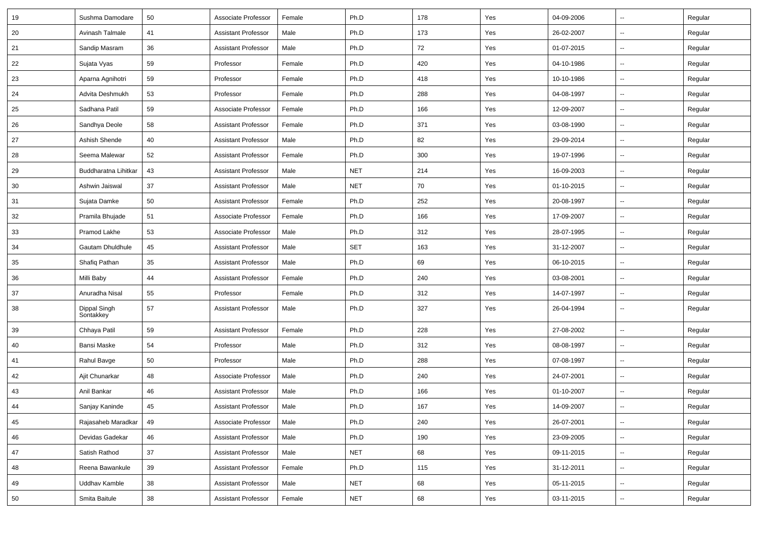| | | | | | | | | | | |
|---|---|---|---|---|---|---|---|---|---|---|
| 19 | Sushma Damodare | 50 | Associate Professor | Female | Ph.D | 178 | Yes | 04-09-2006 | -- | Regular |
| 20 | Avinash Talmale | 41 | Assistant Professor | Male | Ph.D | 173 | Yes | 26-02-2007 | -- | Regular |
| 21 | Sandip Masram | 36 | Assistant Professor | Male | Ph.D | 72 | Yes | 01-07-2015 | -- | Regular |
| 22 | Sujata Vyas | 59 | Professor | Female | Ph.D | 420 | Yes | 04-10-1986 | -- | Regular |
| 23 | Aparna Agnihotri | 59 | Professor | Female | Ph.D | 418 | Yes | 10-10-1986 | -- | Regular |
| 24 | Advita Deshmukh | 53 | Professor | Female | Ph.D | 288 | Yes | 04-08-1997 | -- | Regular |
| 25 | Sadhana Patil | 59 | Associate Professor | Female | Ph.D | 166 | Yes | 12-09-2007 | -- | Regular |
| 26 | Sandhya Deole | 58 | Assistant Professor | Female | Ph.D | 371 | Yes | 03-08-1990 | -- | Regular |
| 27 | Ashish Shende | 40 | Assistant Professor | Male | Ph.D | 82 | Yes | 29-09-2014 | -- | Regular |
| 28 | Seema Malewar | 52 | Assistant Professor | Female | Ph.D | 300 | Yes | 19-07-1996 | -- | Regular |
| 29 | Buddharatna Lihitkar | 43 | Assistant Professor | Male | NET | 214 | Yes | 16-09-2003 | -- | Regular |
| 30 | Ashwin Jaiswal | 37 | Assistant Professor | Male | NET | 70 | Yes | 01-10-2015 | -- | Regular |
| 31 | Sujata Damke | 50 | Assistant Professor | Female | Ph.D | 252 | Yes | 20-08-1997 | -- | Regular |
| 32 | Pramila Bhujade | 51 | Associate Professor | Female | Ph.D | 166 | Yes | 17-09-2007 | -- | Regular |
| 33 | Pramod Lakhe | 53 | Associate Professor | Male | Ph.D | 312 | Yes | 28-07-1995 | -- | Regular |
| 34 | Gautam Dhuldhule | 45 | Assistant Professor | Male | SET | 163 | Yes | 31-12-2007 | -- | Regular |
| 35 | Shafiq Pathan | 35 | Assistant Professor | Male | Ph.D | 69 | Yes | 06-10-2015 | -- | Regular |
| 36 | Milli Baby | 44 | Assistant Professor | Female | Ph.D | 240 | Yes | 03-08-2001 | -- | Regular |
| 37 | Anuradha Nisal | 55 | Professor | Female | Ph.D | 312 | Yes | 14-07-1997 | -- | Regular |
| 38 | Dippal Singh Sontakkey | 57 | Assistant Professor | Male | Ph.D | 327 | Yes | 26-04-1994 | -- | Regular |
| 39 | Chhaya Patil | 59 | Assistant Professor | Female | Ph.D | 228 | Yes | 27-08-2002 | -- | Regular |
| 40 | Bansi Maske | 54 | Professor | Male | Ph.D | 312 | Yes | 08-08-1997 | -- | Regular |
| 41 | Rahul Bavge | 50 | Professor | Male | Ph.D | 288 | Yes | 07-08-1997 | -- | Regular |
| 42 | Ajit Chunarkar | 48 | Associate Professor | Male | Ph.D | 240 | Yes | 24-07-2001 | -- | Regular |
| 43 | Anil Bankar | 46 | Assistant Professor | Male | Ph.D | 166 | Yes | 01-10-2007 | -- | Regular |
| 44 | Sanjay Kaninde | 45 | Assistant Professor | Male | Ph.D | 167 | Yes | 14-09-2007 | -- | Regular |
| 45 | Rajasaheb Maradkar | 49 | Associate Professor | Male | Ph.D | 240 | Yes | 26-07-2001 | -- | Regular |
| 46 | Devidas Gadekar | 46 | Assistant Professor | Male | Ph.D | 190 | Yes | 23-09-2005 | -- | Regular |
| 47 | Satish Rathod | 37 | Assistant Professor | Male | NET | 68 | Yes | 09-11-2015 | -- | Regular |
| 48 | Reena Bawankule | 39 | Assistant Professor | Female | Ph.D | 115 | Yes | 31-12-2011 | -- | Regular |
| 49 | Uddhav Kamble | 38 | Assistant Professor | Male | NET | 68 | Yes | 05-11-2015 | -- | Regular |
| 50 | Smita Baitule | 38 | Assistant Professor | Female | NET | 68 | Yes | 03-11-2015 | -- | Regular |